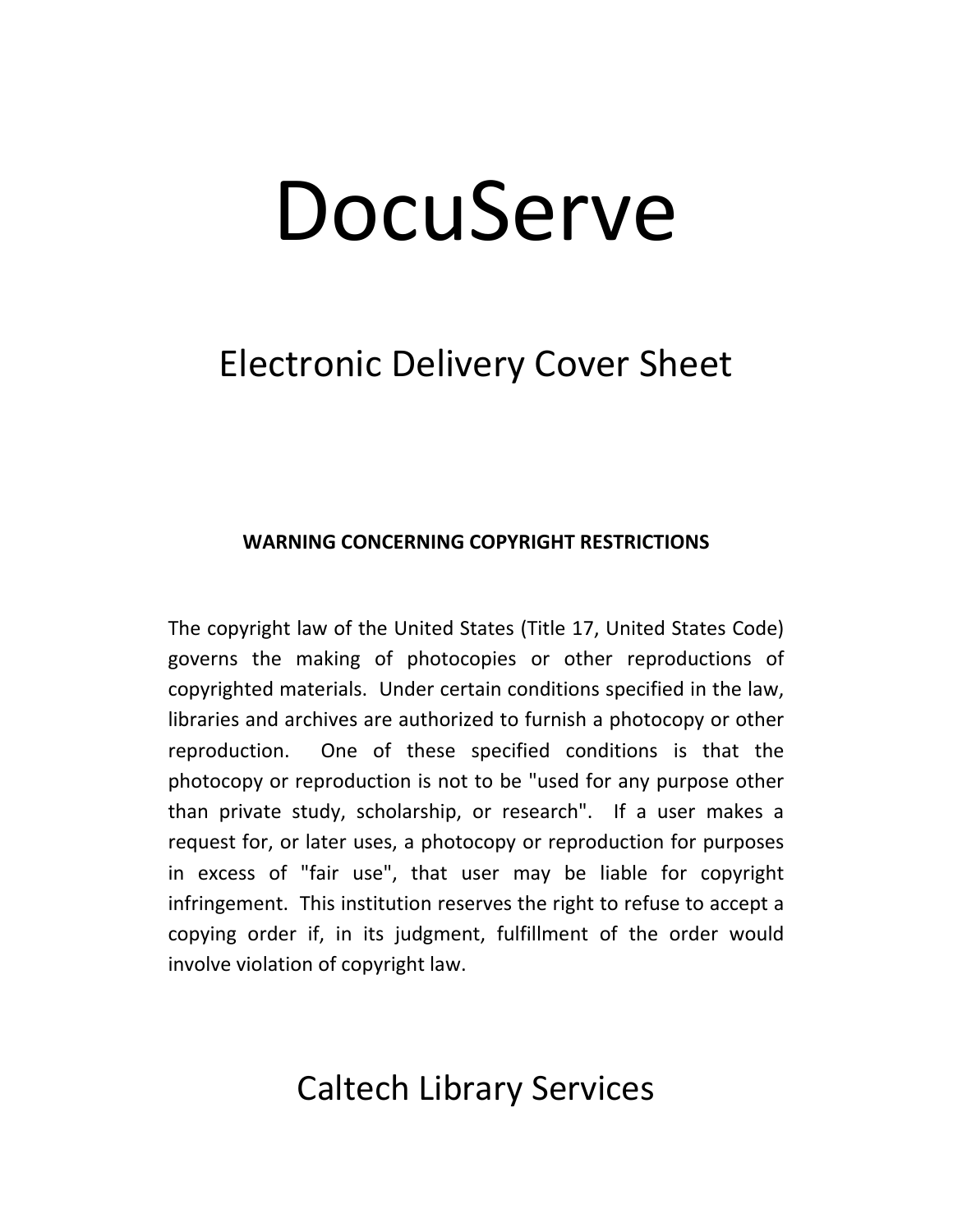# DocuServe

## Electronic Delivery Cover Sheet

**WARNING CONCERNING COPYRIGHT RESTRICTIONS**

The copyright law of the United States (Title 17, United States Code) governs the making of photocopies or other reproductions of copyrighted materials. Under certain conditions specified in the law, libraries and archives are authorized to furnish a photocopy or other reproduction. One of these specified conditions is that the photocopy or reproduction is not to be "used for any purpose other than private study, scholarship, or research". If a user makes a request for, or later uses, a photocopy or reproduction for purposes in excess of "fair use", that user may be liable for copyright infringement. This institution reserves the right to refuse to accept a copying order if, in its judgment, fulfillment of the order would involve violation of copyright law.

## Caltech Library Services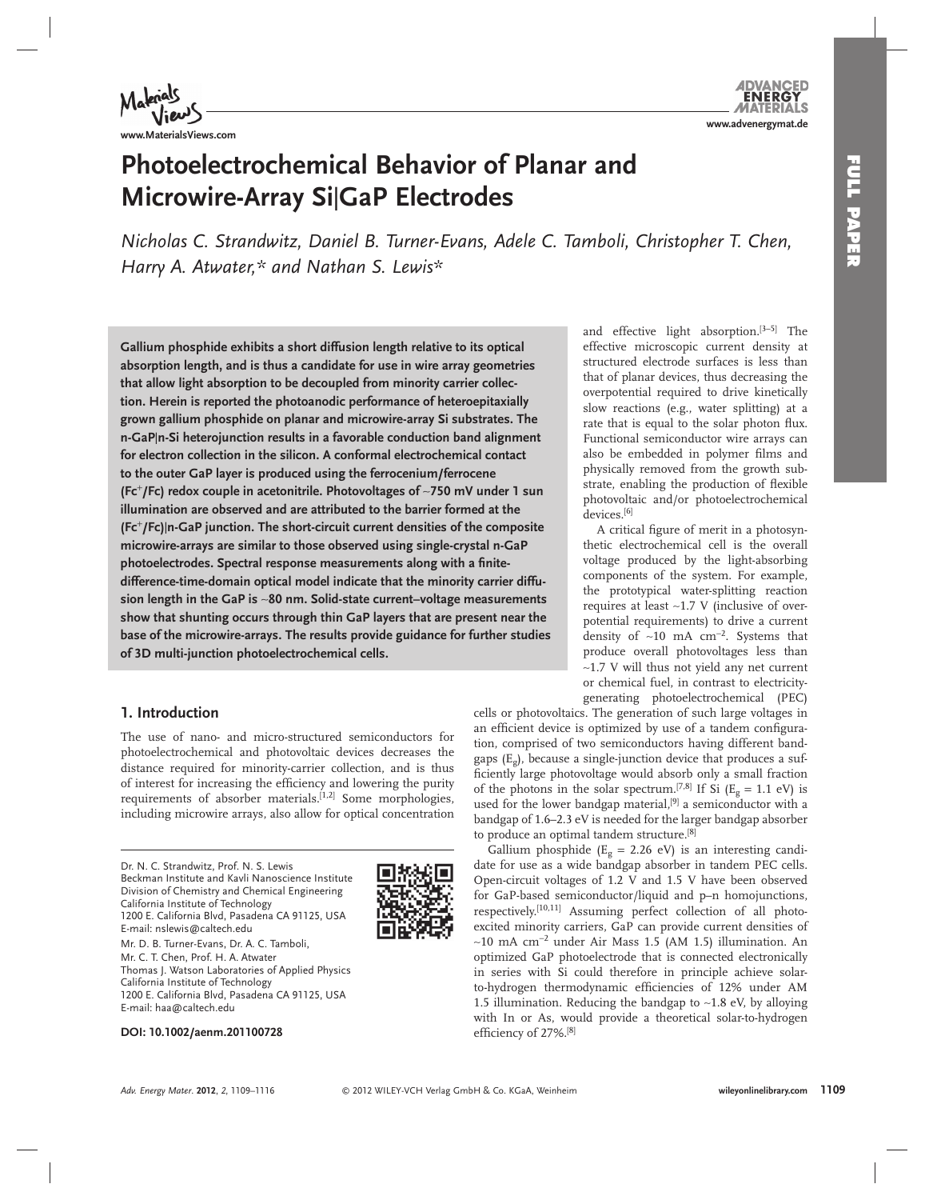# Photoelectrochemical Behavior of Planar and Microwire-Array Si|GaP Electrodes

*Nicholas C. Strandwitz, Daniel B. Turner-Evans, Adele C. Tamboli, Christopher T. Chen, Harry A. Atwater,\* and Nathan S. Lewis\**

**Gallium phosphide exhibits a short diffusion length relative to its optical absorption length, and is thus a candidate for use in wire array geometries that allow light absorption to be decoupled from minority carrier collection. Herein is reported the photoanodic performance of heteroepitaxially grown gallium phosphide on planar and microwire-array Si substrates. The n-GaP|n-Si heterojunction results in a favorable conduction band alignment for electron collection in the silicon. A conformal electrochemical contact to the outer GaP layer is produced using the ferrocenium/ferrocene ($Fc^+/Fc$) redox couple in acetonitrile. Photovoltages of ~750 mV under 1 sun illumination are observed and are attributed to the barrier formed at the ($Fc^+/Fc$)|n-GaP junction. The short-circuit current densities of the composite microwire-arrays are similar to those observed using single-crystal n-GaP photoelectrodes. Spectral response measurements along with a finite-difference-time-domain optical model indicate that the minority carrier diffusion length in the GaP is ~80 nm. Solid-state current–voltage measurements show that shunting occurs through thin GaP layers that are present near the base of the microwire-arrays. The results provide guidance for further studies of 3D multi-junction photoelectrochemical cells.**

## 1. Introduction

The use of nano- and micro-structured semiconductors for photoelectrochemical and photovoltaic devices decreases the distance required for minority-carrier collection, and is thus of interest for increasing the efficiency and lowering the purity requirements of absorber materials.[1,2] Some morphologies, including microwire arrays, also allow for optical concentration and effective light absorption.[3–5] The effective microscopic current density at structured electrode surfaces is less than that of planar devices, thus decreasing the overpotential required to drive kinetically slow reactions (e.g., water splitting) at a rate that is equal to the solar photon flux. Functional semiconductor wire arrays can also be embedded in polymer films and physically removed from the growth substrate, enabling the production of flexible photovoltaic and/or photoelectrochemical devices.[6]

A critical figure of merit in a photosynthetic electrochemical cell is the overall voltage produced by the light-absorbing components of the system. For example, the prototypical water-splitting reaction requires at least ~1.7 V (inclusive of overpotential requirements) to drive a current density of ~10 mA $cm^{-2}$. Systems that produce overall photovoltages less than ~1.7 V will thus not yield any net current or chemical fuel, in contrast to electricity-generating photoelectrochemical (PEC) cells or photovoltaics. The generation of such large voltages in an efficient device is optimized by use of a tandem configuration, comprised of two semiconductors having different bandgaps ($E_g$), because a single-junction device that produces a sufficiently large photovoltage would absorb only a small fraction of the photons in the solar spectrum.[7,8] If Si ($E_g$ = 1.1 eV) is used for the lower bandgap material,[9] a semiconductor with a bandgap of 1.6–2.3 eV is needed for the larger bandgap absorber to produce an optimal tandem structure.[8]

Gallium phosphide ($E_g$ = 2.26 eV) is an interesting candidate for use as a wide bandgap absorber in tandem PEC cells. Open-circuit voltages of 1.2 V and 1.5 V have been observed for GaP-based semiconductor/liquid and p–n homojunctions, respectively.[10,11] Assuming perfect collection of all photoexcited minority carriers, GaP can provide current densities of ~10 mA $cm^{-2}$ under Air Mass 1.5 (AM 1.5) illumination. An optimized GaP photoelectrode that is connected electronically in series with Si could therefore in principle achieve solar-to-hydrogen thermodynamic efficiencies of 12% under AM 1.5 illumination. Reducing the bandgap to ~1.8 eV, by alloying with In or As, would provide a theoretical solar-to-hydrogen efficiency of 27%.[8]

Dr. N. C. Strandwitz, Prof. N. S. Lewis
Beckman Institute and Kavli Nanoscience Institute
Division of Chemistry and Chemical Engineering
California Institute of Technology
1200 E. California Blvd, Pasadena CA 91125, USA
E-mail: nslewis@caltech.edu

Mr. D. B. Turner-Evans, Dr. A. C. Tamboli,
Mr. C. T. Chen, Prof. H. A. Atwater
Thomas J. Watson Laboratories of Applied Physics
California Institute of Technology
1200 E. California Blvd, Pasadena CA 91125, USA
E-mail: haa@caltech.edu

**DOI: 10.1002/aenm.201100728**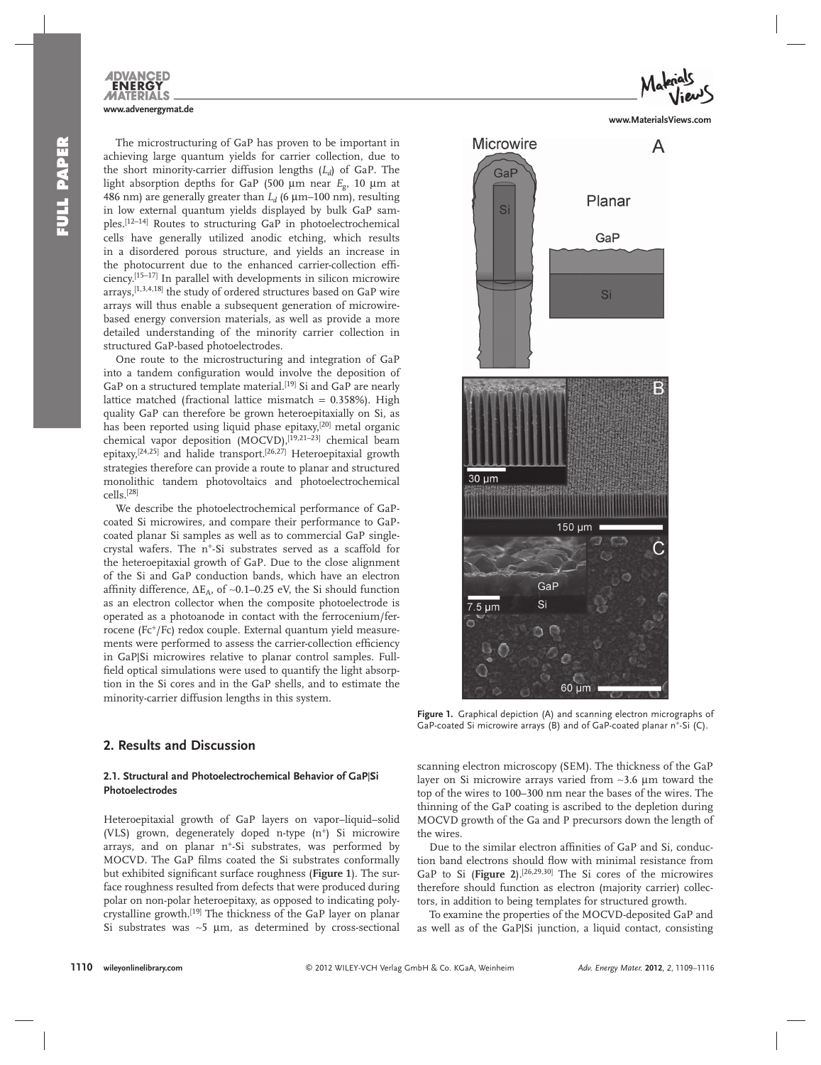The microstructuring of GaP has proven to be important in achieving large quantum yields for carrier collection, due to the short minority-carrier diffusion lengths ($L_d$) of GaP. The light absorption depths for GaP (500 μm near $E_g$, 10 μm at 486 nm) are generally greater than $L_d$ (6 μm–100 nm), resulting in low external quantum yields displayed by bulk GaP samples.[12–14] Routes to structuring GaP in photoelectrochemical cells have generally utilized anodic etching, which results in a disordered porous structure, and yields an increase in the photocurrent due to the enhanced carrier-collection efficiency.[15–17] In parallel with developments in silicon microwire arrays,[1,3,4,18] the study of ordered structures based on GaP wire arrays will thus enable a subsequent generation of microwire-based energy conversion materials, as well as provide a more detailed understanding of the minority carrier collection in structured GaP-based photoelectrodes.

One route to the microstructuring and integration of GaP into a tandem configuration would involve the deposition of GaP on a structured template material.[19] Si and GaP are nearly lattice matched (fractional lattice mismatch = 0.358%). High quality GaP can therefore be grown heteroepitaxially on Si, as has been reported using liquid phase epitaxy,[20] metal organic chemical vapor deposition (MOCVD),[19,21–23] chemical beam epitaxy,[24,25] and halide transport.[26,27] Heteroepitaxial growth strategies therefore can provide a route to planar and structured monolithic tandem photovoltaics and photoelectrochemical cells.[28]

We describe the photoelectrochemical performance of GaP-coated Si microwires, and compare their performance to GaP-coated planar Si samples as well as to commercial GaP single-crystal wafers. The $n^+$-Si substrates served as a scaffold for the heteroepitaxial growth of GaP. Due to the close alignment of the Si and GaP conduction bands, which have an electron affinity difference, $\Delta E_A$, of ~0.1–0.25 eV, the Si should function as an electron collector when the composite photoelectrode is operated as a photoanode in contact with the ferrocenium/ferrocene ($Fc^+$/Fc) redox couple. External quantum yield measurements were performed to assess the carrier-collection efficiency in GaP|Si microwires relative to planar control samples. Full-field optical simulations were used to quantify the light absorption in the Si cores and in the GaP shells, and to estimate the minority-carrier diffusion lengths in this system.

Figure 1. Graphical depiction (A) and scanning electron micrographs of GaP-coated Si microwire arrays (B) and of GaP-coated planar $n^+$-Si (C).

## 2. Results and Discussion

### 2.1. Structural and Photoelectrochemical Behavior of GaP|Si Photoelectrodes

Heteroepitaxial growth of GaP layers on vapor–liquid–solid (VLS) grown, degenerately doped n-type ($n^+$) Si microwire arrays, and on planar $n^+$-Si substrates, was performed by MOCVD. The GaP films coated the Si substrates conformally but exhibited significant surface roughness (**Figure 1**). The surface roughness resulted from defects that were produced during polar on non-polar heteroepitaxy, as opposed to indicating polycrystalline growth.[19] The thickness of the GaP layer on planar Si substrates was ~5 μm, as determined by cross-sectional scanning electron microscopy (SEM). The thickness of the GaP layer on Si microwire arrays varied from ~3.6 μm toward the top of the wires to 100–300 nm near the bases of the wires. The thinning of the GaP coating is ascribed to the depletion during MOCVD growth of the Ga and P precursors down the length of the wires.

Due to the similar electron affinities of GaP and Si, conduction band electrons should flow with minimal resistance from GaP to Si (**Figure 2**).[26,29,30] The Si cores of the microwires therefore should function as electron (majority carrier) collectors, in addition to being templates for structured growth.

To examine the properties of the MOCVD-deposited GaP and as well as of the GaP|Si junction, a liquid contact, consisting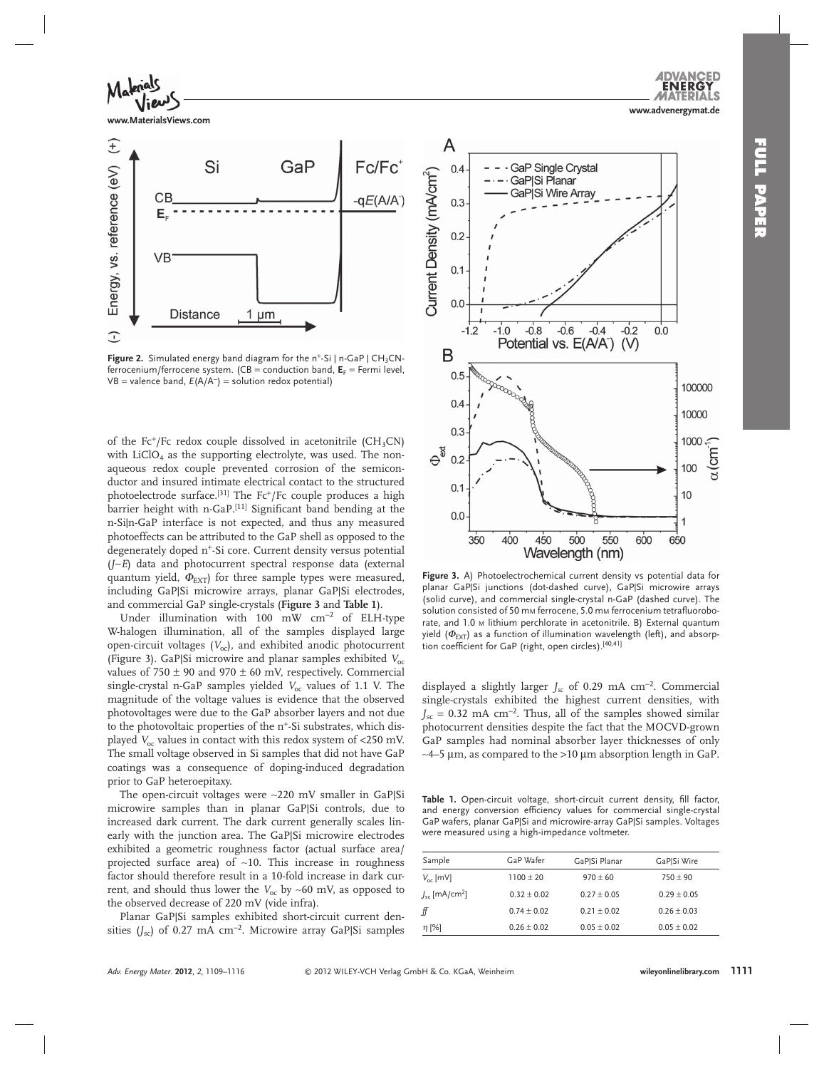**Figure 2.** Simulated energy band diagram for the n⁺-Si | n-GaP | $CH_3CN$-ferrocenium/ferrocene system. (CB = conduction band, $\mathbf{E}_F$ = Fermi level, VB = valence band, $E(A/A^-)$ = solution redox potential)

of the $Fc^+/Fc$ redox couple dissolved in acetonitrile ($CH_3CN$) with $LiClO_4$ as the supporting electrolyte, was used. The non-aqueous redox couple prevented corrosion of the semiconductor and insured intimate electrical contact to the structured photoelectrode surface.[31] The $Fc^+/Fc$ couple produces a high barrier height with n-GaP.[11] Significant band bending at the n-Si|n-GaP interface is not expected, and thus any measured photoeffects can be attributed to the GaP shell as opposed to the degenerately doped $n^+$-Si core. Current density versus potential ($J$–$E$) data and photocurrent spectral response data (external quantum yield, $\Phi_{EXT}$) for three sample types were measured, including GaP|Si microwire arrays, planar GaP|Si electrodes, and commercial GaP single-crystals (**Figure 3** and **Table 1**).

Under illumination with 100 mW $cm^{-2}$ of ELH-type W-halogen illumination, all of the samples displayed large open-circuit voltages ($V_{oc}$), and exhibited anodic photocurrent (Figure 3). GaP|Si microwire and planar samples exhibited $V_{oc}$ values of 750 ± 90 and 970 ± 60 mV, respectively. Commercial single-crystal n-GaP samples yielded $V_{oc}$ values of 1.1 V. The magnitude of the voltage values is evidence that the observed photovoltages were due to the GaP absorber layers and not due to the photovoltaic properties of the $n^+$-Si substrates, which displayed $V_{oc}$ values in contact with this redox system of <250 mV. The small voltage observed in Si samples that did not have GaP coatings was a consequence of doping-induced degradation prior to GaP heteroepitaxy.

The open-circuit voltages were ~220 mV smaller in GaP|Si microwire samples than in planar GaP|Si controls, due to increased dark current. The dark current generally scales linearly with the junction area. The GaP|Si microwire electrodes exhibited a geometric roughness factor (actual surface area/projected surface area) of ~10. This increase in roughness factor should therefore result in a 10-fold increase in dark current, and should thus lower the $V_{oc}$ by ~60 mV, as opposed to the observed decrease of 220 mV (vide infra).

Planar GaP|Si samples exhibited short-circuit current densities ($J_{sc}$) of 0.27 mA $cm^{-2}$. Microwire array GaP|Si samples displayed a slightly larger $J_{sc}$ of 0.29 mA $cm^{-2}$. Commercial single-crystals exhibited the highest current densities, with $J_{sc}$ = 0.32 mA $cm^{-2}$. Thus, all of the samples showed similar photocurrent densities despite the fact that the MOCVD-grown GaP samples had nominal absorber layer thicknesses of only ~4–5 µm, as compared to the >10 µm absorption length in GaP.

**Figure 3.** A) Photoelectrochemical current density vs potential data for planar GaP|Si junctions (dot-dashed curve), GaP|Si microwire arrays (solid curve), and commercial single-crystal n-GaP (dashed curve). The solution consisted of 50 mM ferrocene, 5.0 mM ferrocenium tetrafluoroborate, and 1.0 M lithium perchlorate in acetonitrile. B) External quantum yield ($\Phi_{EXT}$) as a function of illumination wavelength (left), and absorption coefficient for GaP (right, open circles).[40,41]

**Table 1.** Open-circuit voltage, short-circuit current density, fill factor, and energy conversion efficiency values for commercial single-crystal GaP wafers, planar GaP|Si and microwire-array GaP|Si samples. Voltages were measured using a high-impedance voltmeter.

| Sample | GaP Wafer | GaP\|Si Planar | GaP\|Si Wire |
|---|---|---|---|
| $V_{oc}$ [mV] | 1100 ± 20 | 970 ± 60 | 750 ± 90 |
| $J_{sc}$ [mA/cm²] | 0.32 ± 0.02 | 0.27 ± 0.05 | 0.29 ± 0.05 |
| $ff$ | 0.74 ± 0.02 | 0.21 ± 0.02 | 0.26 ± 0.03 |
| $\eta$ [%] | 0.26 ± 0.02 | 0.05 ± 0.02 | 0.05 ± 0.02 |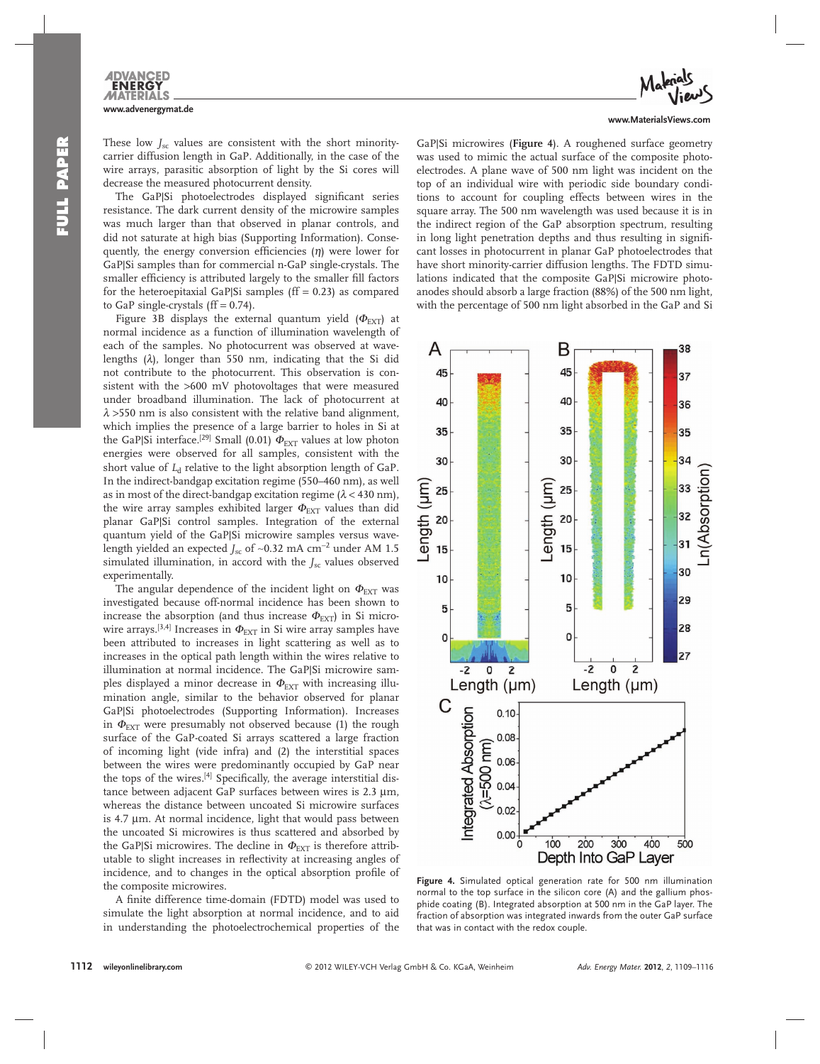These low $J_{sc}$ values are consistent with the short minority-carrier diffusion length in GaP. Additionally, in the case of the wire arrays, parasitic absorption of light by the Si cores will decrease the measured photocurrent density.

The GaP|Si photoelectrodes displayed significant series resistance. The dark current density of the microwire samples was much larger than that observed in planar controls, and did not saturate at high bias (Supporting Information). Consequently, the energy conversion efficiencies ($\eta$) were lower for GaP|Si samples than for commercial n-GaP single-crystals. The smaller efficiency is attributed largely to the smaller fill factors for the heteroepitaxial GaP|Si samples (ff = 0.23) as compared to GaP single-crystals (ff = 0.74).

Figure 3B displays the external quantum yield ($\Phi_{EXT}$) at normal incidence as a function of illumination wavelength of each of the samples. No photocurrent was observed at wavelengths ($\lambda$), longer than 550 nm, indicating that the Si did not contribute to the photocurrent. This observation is consistent with the >600 mV photovoltages that were measured under broadband illumination. The lack of photocurrent at $\lambda$ >550 nm is also consistent with the relative band alignment, which implies the presence of a large barrier to holes in Si at the GaP|Si interface.[29] Small (0.01) $\Phi_{EXT}$ values at low photon energies were observed for all samples, consistent with the short value of $L_d$ relative to the light absorption length of GaP. In the indirect-bandgap excitation regime (550–460 nm), as well as in most of the direct-bandgap excitation regime ($\lambda$ < 430 nm), the wire array samples exhibited larger $\Phi_{EXT}$ values than did planar GaP|Si control samples. Integration of the external quantum yield of the GaP|Si microwire samples versus wavelength yielded an expected $J_{sc}$ of ~0.32 mA cm$^{-2}$ under AM 1.5 simulated illumination, in accord with the $J_{sc}$ values observed experimentally.

The angular dependence of the incident light on $\Phi_{EXT}$ was investigated because off-normal incidence has been shown to increase the absorption (and thus increase $\Phi_{EXT}$) in Si microwire arrays.[3,4] Increases in $\Phi_{EXT}$ in Si wire array samples have been attributed to increases in light scattering as well as to increases in the optical path length within the wires relative to illumination at normal incidence. The GaP|Si microwire samples displayed a minor decrease in $\Phi_{EXT}$ with increasing illumination angle, similar to the behavior observed for planar GaP|Si photoelectrodes (Supporting Information). Increases in $\Phi_{EXT}$ were presumably not observed because (1) the rough surface of the GaP-coated Si arrays scattered a large fraction of incoming light (vide infra) and (2) the interstitial spaces between the wires were predominantly occupied by GaP near the tops of the wires.[4] Specifically, the average interstitial distance between adjacent GaP surfaces between wires is 2.3 μm, whereas the distance between uncoated Si microwire surfaces is 4.7 μm. At normal incidence, light that would pass between the uncoated Si microwires is thus scattered and absorbed by the GaP|Si microwires. The decline in $\Phi_{EXT}$ is therefore attributable to slight increases in reflectivity at increasing angles of incidence, and to changes in the optical absorption profile of the composite microwires.

A finite difference time-domain (FDTD) model was used to simulate the light absorption at normal incidence, and to aid in understanding the photoelectrochemical properties of the GaP|Si microwires (**Figure 4**). A roughened surface geometry was used to mimic the actual surface of the composite photoelectrodes. A plane wave of 500 nm light was incident on the top of an individual wire with periodic side boundary conditions to account for coupling effects between wires in the square array. The 500 nm wavelength was used because it is in the indirect region of the GaP absorption spectrum, resulting in long light penetration depths and thus resulting in significant losses in photocurrent in planar GaP photoelectrodes that have short minority-carrier diffusion lengths. The FDTD simulations indicated that the composite GaP|Si microwire photoanodes should absorb a large fraction (88%) of the 500 nm light, with the percentage of 500 nm light absorbed in the GaP and Si

**Figure 4.** Simulated optical generation rate for 500 nm illumination normal to the top surface in the silicon core (A) and the gallium phosphide coating (B). Integrated absorption at 500 nm in the GaP layer. The fraction of absorption was integrated inwards from the outer GaP surface that was in contact with the redox couple.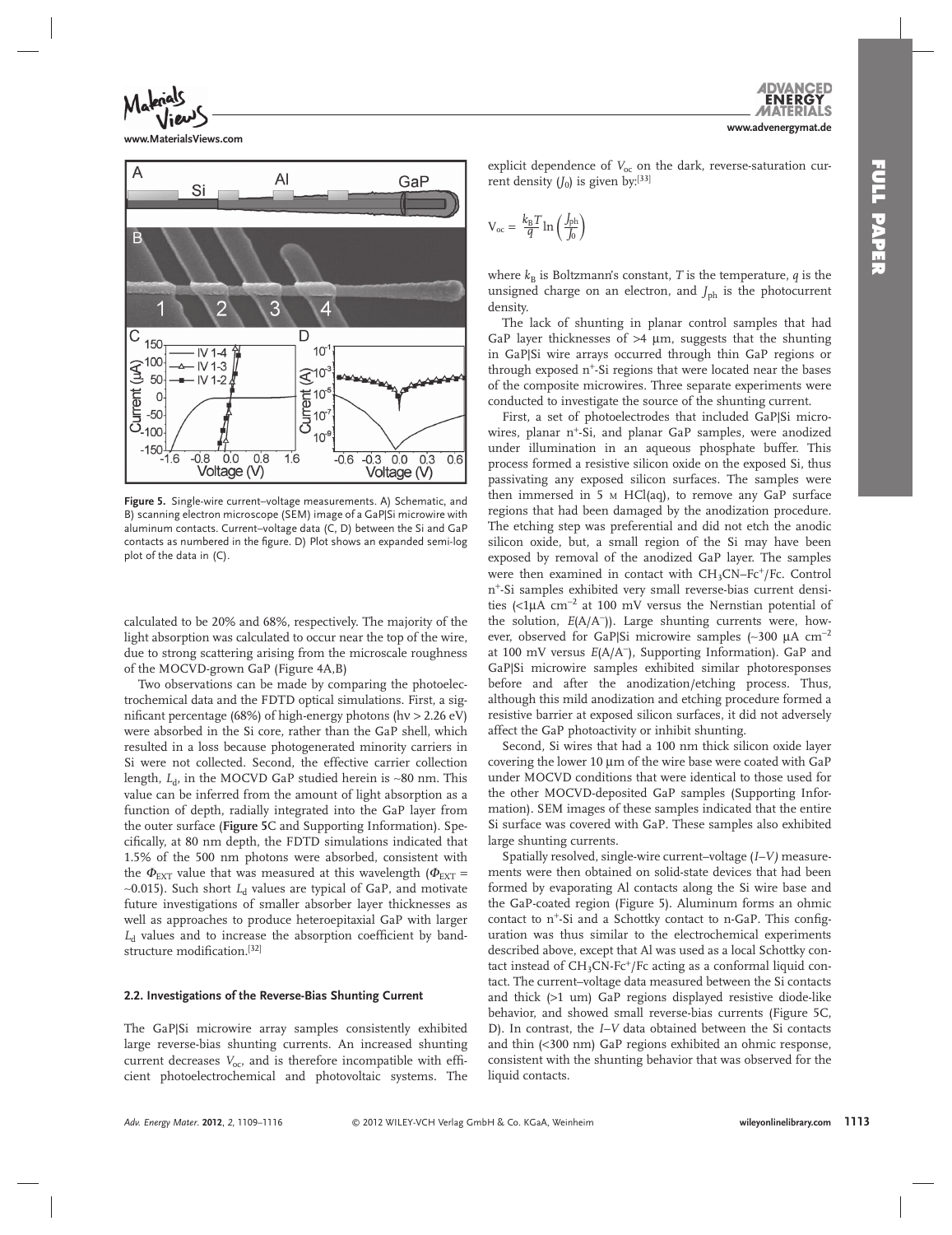Figure 5. Single-wire current–voltage measurements. A) Schematic, and B) scanning electron microscope (SEM) image of a GaP|Si microwire with aluminum contacts. Current–voltage data (C, D) between the Si and GaP contacts as numbered in the figure. D) Plot shows an expanded semi-log plot of the data in (C).

calculated to be 20% and 68%, respectively. The majority of the light absorption was calculated to occur near the top of the wire, due to strong scattering arising from the microscale roughness of the MOCVD-grown GaP (Figure 4A,B)

Two observations can be made by comparing the photoelectrochemical data and the FDTD optical simulations. First, a significant percentage (68%) of high-energy photons (hν > 2.26 eV) were absorbed in the Si core, rather than the GaP shell, which resulted in a loss because photogenerated minority carriers in Si were not collected. Second, the effective carrier collection length, $L_d$, in the MOCVD GaP studied herein is ~80 nm. This value can be inferred from the amount of light absorption as a function of depth, radially integrated into the GaP layer from the outer surface (**Figure 5**C and Supporting Information). Specifically, at 80 nm depth, the FDTD simulations indicated that 1.5% of the 500 nm photons were absorbed, consistent with the $\Phi_{EXT}$ value that was measured at this wavelength ($\Phi_{EXT}$ = ~0.015). Such short $L_d$ values are typical of GaP, and motivate future investigations of smaller absorber layer thicknesses as well as approaches to produce heteroepitaxial GaP with larger $L_d$ values and to increase the absorption coefficient by band-structure modification.[32]

### 2.2. Investigations of the Reverse-Bias Shunting Current

The GaP|Si microwire array samples consistently exhibited large reverse-bias shunting currents. An increased shunting current decreases $V_{oc}$, and is therefore incompatible with efficient photoelectrochemical and photovoltaic systems. The explicit dependence of $V_{oc}$ on the dark, reverse-saturation current density ($J_0$) is given by:[33]

$$V_{oc} = \frac{k_B T}{q} \ln\left(\frac{J_{ph}}{J_0}\right)$$

where $k_B$ is Boltzmann's constant, $T$ is the temperature, $q$ is the unsigned charge on an electron, and $J_{ph}$ is the photocurrent density.

The lack of shunting in planar control samples that had GaP layer thicknesses of >4 μm, suggests that the shunting in GaP|Si wire arrays occurred through thin GaP regions or through exposed $n^+$-Si regions that were located near the bases of the composite microwires. Three separate experiments were conducted to investigate the source of the shunting current.

First, a set of photoelectrodes that included GaP|Si microwires, planar $n^+$-Si, and planar GaP samples, were anodized under illumination in an aqueous phosphate buffer. This process formed a resistive silicon oxide on the exposed Si, thus passivating any exposed silicon surfaces. The samples were then immersed in 5 M HCl(aq), to remove any GaP surface regions that had been damaged by the anodization procedure. The etching step was preferential and did not etch the anodic silicon oxide, but, a small region of the Si may have been exposed by removal of the anodized GaP layer. The samples were then examined in contact with $CH_3CN$–$Fc^+$/Fc. Control $n^+$-Si samples exhibited very small reverse-bias current densities (<1μA cm$^{-2}$ at 100 mV versus the Nernstian potential of the solution, $E(A/A^-)$). Large shunting currents were, however, observed for GaP|Si microwire samples (~300 μA cm$^{-2}$ at 100 mV versus $E(A/A^-)$, Supporting Information). GaP and GaP|Si microwire samples exhibited similar photoresponses before and after the anodization/etching process. Thus, although this mild anodization and etching procedure formed a resistive barrier at exposed silicon surfaces, it did not adversely affect the GaP photoactivity or inhibit shunting.

Second, Si wires that had a 100 nm thick silicon oxide layer covering the lower 10 μm of the wire base were coated with GaP under MOCVD conditions that were identical to those used for the other MOCVD-deposited GaP samples (Supporting Information). SEM images of these samples indicated that the entire Si surface was covered with GaP. These samples also exhibited large shunting currents.

Spatially resolved, single-wire current–voltage (*I–V*) measurements were then obtained on solid-state devices that had been formed by evaporating Al contacts along the Si wire base and the GaP-coated region (Figure 5). Aluminum forms an ohmic contact to $n^+$-Si and a Schottky contact to n-GaP. This configuration was thus similar to the electrochemical experiments described above, except that Al was used as a local Schottky contact instead of $CH_3CN$-$Fc^+$/Fc acting as a conformal liquid contact. The current–voltage data measured between the Si contacts and thick (>1 um) GaP regions displayed resistive diode-like behavior, and showed small reverse-bias currents (Figure 5C, D). In contrast, the *I–V* data obtained between the Si contacts and thin (<300 nm) GaP regions exhibited an ohmic response, consistent with the shunting behavior that was observed for the liquid contacts.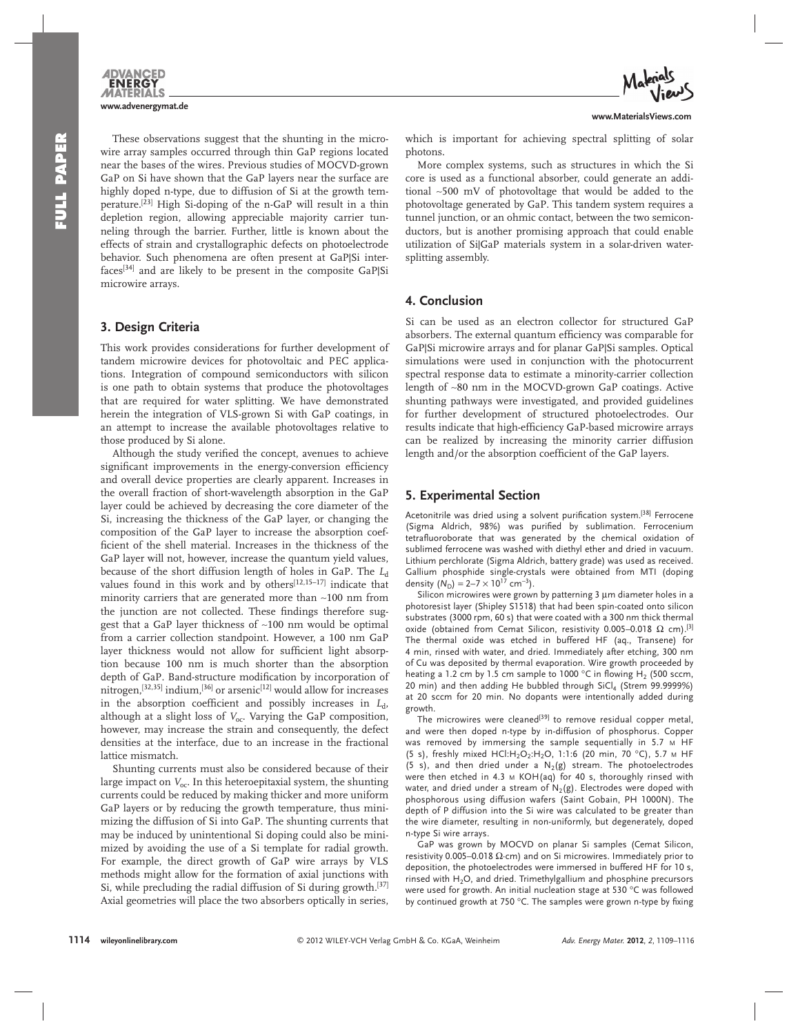These observations suggest that the shunting in the microwire array samples occurred through thin GaP regions located near the bases of the wires. Previous studies of MOCVD-grown GaP on Si have shown that the GaP layers near the surface are highly doped n-type, due to diffusion of Si at the growth temperature.[23] High Si-doping of the n-GaP will result in a thin depletion region, allowing appreciable majority carrier tunneling through the barrier. Further, little is known about the effects of strain and crystallographic defects on photoelectrode behavior. Such phenomena are often present at GaP|Si interfaces[34] and are likely to be present in the composite GaP|Si microwire arrays.

## 3. Design Criteria

This work provides considerations for further development of tandem microwire devices for photovoltaic and PEC applications. Integration of compound semiconductors with silicon is one path to obtain systems that produce the photovoltages that are required for water splitting. We have demonstrated herein the integration of VLS-grown Si with GaP coatings, in an attempt to increase the available photovoltages relative to those produced by Si alone.

Although the study verified the concept, avenues to achieve significant improvements in the energy-conversion efficiency and overall device properties are clearly apparent. Increases in the overall fraction of short-wavelength absorption in the GaP layer could be achieved by decreasing the core diameter of the Si, increasing the thickness of the GaP layer, or changing the composition of the GaP layer to increase the absorption coefficient of the shell material. Increases in the thickness of the GaP layer will not, however, increase the quantum yield values, because of the short diffusion length of holes in GaP. The $L_d$ values found in this work and by others[12,15–17] indicate that minority carriers that are generated more than ~100 nm from the junction are not collected. These findings therefore suggest that a GaP layer thickness of ~100 nm would be optimal from a carrier collection standpoint. However, a 100 nm GaP layer thickness would not allow for sufficient light absorption because 100 nm is much shorter than the absorption depth of GaP. Band-structure modification by incorporation of nitrogen,[32,35] indium,[36] or arsenic[12] would allow for increases in the absorption coefficient and possibly increases in $L_d$, although at a slight loss of $V_{oc}$. Varying the GaP composition, however, may increase the strain and consequently, the defect densities at the interface, due to an increase in the fractional lattice mismatch.

Shunting currents must also be considered because of their large impact on $V_{oc}$. In this heteroepitaxial system, the shunting currents could be reduced by making thicker and more uniform GaP layers or by reducing the growth temperature, thus minimizing the diffusion of Si into GaP. The shunting currents that may be induced by unintentional Si doping could also be minimized by avoiding the use of a Si template for radial growth. For example, the direct growth of GaP wire arrays by VLS methods might allow for the formation of axial junctions with Si, while precluding the radial diffusion of Si during growth.[37] Axial geometries will place the two absorbers optically in series, which is important for achieving spectral splitting of solar photons.

More complex systems, such as structures in which the Si core is used as a functional absorber, could generate an additional ~500 mV of photovoltage that would be added to the photovoltage generated by GaP. This tandem system requires a tunnel junction, or an ohmic contact, between the two semiconductors, but is another promising approach that could enable utilization of Si|GaP materials system in a solar-driven water-splitting assembly.

## 4. Conclusion

Si can be used as an electron collector for structured GaP absorbers. The external quantum efficiency was comparable for GaP|Si microwire arrays and for planar GaP|Si samples. Optical simulations were used in conjunction with the photocurrent spectral response data to estimate a minority-carrier collection length of ~80 nm in the MOCVD-grown GaP coatings. Active shunting pathways were investigated, and provided guidelines for further development of structured photoelectrodes. Our results indicate that high-efficiency GaP-based microwire arrays can be realized by increasing the minority carrier diffusion length and/or the absorption coefficient of the GaP layers.

## 5. Experimental Section

Acetonitrile was dried using a solvent purification system.[38] Ferrocene (Sigma Aldrich, 98%) was purified by sublimation. Ferrocenium tetrafluoroborate that was generated by the chemical oxidation of sublimed ferrocene was washed with diethyl ether and dried in vacuum. Lithium perchlorate (Sigma Aldrich, battery grade) was used as received. Gallium phosphide single-crystals were obtained from MTI (doping density ($N_D$) = 2–7 × $10^{17}$ $cm^{-3}$).

Silicon microwires were grown by patterning 3 µm diameter holes in a photoresist layer (Shipley S1518) that had been spin-coated onto silicon substrates (3000 rpm, 60 s) that were coated with a 300 nm thick thermal oxide (obtained from Cemat Silicon, resistivity 0.005–0.018 Ω cm).[3] The thermal oxide was etched in buffered HF (aq., Transene) for 4 min, rinsed with water, and dried. Immediately after etching, 300 nm of Cu was deposited by thermal evaporation. Wire growth proceeded by heating a 1.2 cm by 1.5 cm sample to 1000 °C in flowing $H_2$ (500 sccm, 20 min) and then adding He bubbled through $SiCl_4$ (Strem 99.9999%) at 20 sccm for 20 min. No dopants were intentionally added during growth.

The microwires were cleaned[39] to remove residual copper metal, and were then doped n-type by in-diffusion of phosphorus. Copper was removed by immersing the sample sequentially in 5.7 M HF (5 s), freshly mixed HCl:$H_2O_2$:$H_2O$, 1:1:6 (20 min, 70 °C), 5.7 M HF (5 s), and then dried under a $N_2$(g) stream. The photoelectrodes were then etched in 4.3 M KOH(aq) for 40 s, thoroughly rinsed with water, and dried under a stream of $N_2$(g). Electrodes were doped with phosphorous using diffusion wafers (Saint Gobain, PH 1000N). The depth of P diffusion into the Si wire was calculated to be greater than the wire diameter, resulting in non-uniformly, but degenerately, doped n-type Si wire arrays.

GaP was grown by MOCVD on planar Si samples (Cemat Silicon, resistivity 0.005–0.018 Ω·cm) and on Si microwires. Immediately prior to deposition, the photoelectrodes were immersed in buffered HF for 10 s, rinsed with $H_2O$, and dried. Trimethylgallium and phosphine precursors were used for growth. An initial nucleation stage at 530 °C was followed by continued growth at 750 °C. The samples were grown n-type by fixing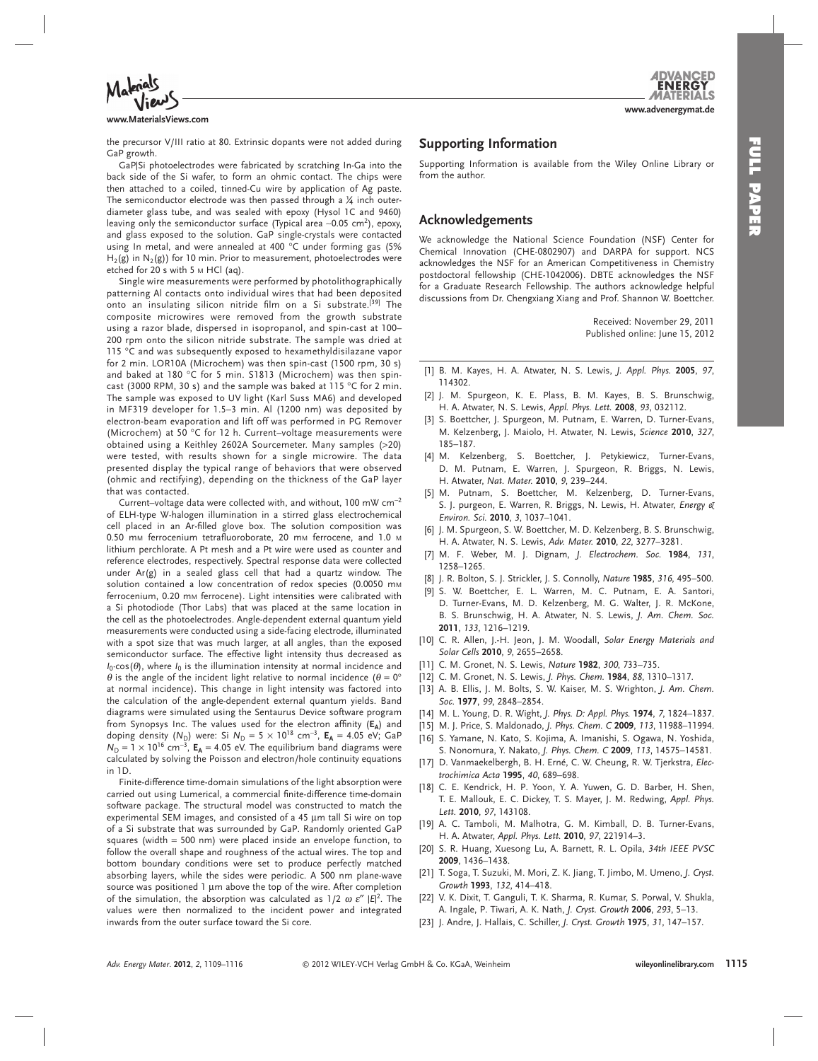the precursor V/III ratio at 80. Extrinsic dopants were not added during GaP growth.

GaP|Si photoelectrodes were fabricated by scratching In-Ga into the back side of the Si wafer, to form an ohmic contact. The chips were then attached to a coiled, tinned-Cu wire by application of Ag paste. The semiconductor electrode was then passed through a ¼ inch outer-diameter glass tube, and was sealed with epoxy (Hysol 1C and 9460) leaving only the semiconductor surface (Typical area ~0.05 $cm^2$), epoxy, and glass exposed to the solution. GaP single-crystals were contacted using In metal, and were annealed at 400 °C under forming gas (5% $H_2$(g) in $N_2$(g)) for 10 min. Prior to measurement, photoelectrodes were etched for 20 s with 5 M HCl (aq).

Single wire measurements were performed by photolithographically patterning Al contacts onto individual wires that had been deposited onto an insulating silicon nitride film on a Si substrate.[39] The composite microwires were removed from the growth substrate using a razor blade, dispersed in isopropanol, and spin-cast at 100–200 rpm onto the silicon nitride substrate. The sample was dried at 115 °C and was subsequently exposed to hexamethyldisilazane vapor for 2 min. LOR10A (Microchem) was then spin-cast (1500 rpm, 30 s) and baked at 180 °C for 5 min. S1813 (Microchem) was then spin-cast (3000 RPM, 30 s) and the sample was baked at 115 °C for 2 min. The sample was exposed to UV light (Karl Suss MA6) and developed in MF319 developer for 1.5–3 min. Al (1200 nm) was deposited by electron-beam evaporation and lift off was performed in PG Remover (Microchem) at 50 °C for 12 h. Current–voltage measurements were obtained using a Keithley 2602A Sourcemeter. Many samples (>20) were tested, with results shown for a single microwire. The data presented display the typical range of behaviors that were observed (ohmic and rectifying), depending on the thickness of the GaP layer that was contacted.

Current–voltage data were collected with, and without, 100 mW $cm^{-2}$ of ELH-type W-halogen illumination in a stirred glass electrochemical cell placed in an Ar-filled glove box. The solution composition was 0.50 mM ferrocenium tetrafluoroborate, 20 mM ferrocene, and 1.0 M lithium perchlorate. A Pt mesh and a Pt wire were used as counter and reference electrodes, respectively. Spectral response data were collected under Ar(g) in a sealed glass cell that had a quartz window. The solution contained a low concentration of redox species (0.0050 mM ferrocenium, 0.20 mM ferrocene). Light intensities were calibrated with a Si photodiode (Thor Labs) that was placed at the same location in the cell as the photoelectrodes. Angle-dependent external quantum yield measurements were conducted using a side-facing electrode, illuminated with a spot size that was much larger, at all angles, than the exposed semiconductor surface. The effective light intensity thus decreased as $I_0 \cdot \cos(\theta)$, where $I_0$ is the illumination intensity at normal incidence and $\theta$ is the angle of the incident light relative to normal incidence ($\theta = 0°$ at normal incidence). This change in light intensity was factored into the calculation of the angle-dependent external quantum yields. Band diagrams were simulated using the Sentaurus Device software program from Synopsys Inc. The values used for the electron affinity ($\mathbf{E_A}$) and doping density ($N_D$) were: Si $N_D = 5 \times 10^{18}$ $cm^{-3}$, $\mathbf{E_A} = 4.05$ eV; GaP $N_D = 1 \times 10^{16}$ $cm^{-3}$, $\mathbf{E_A} = 4.05$ eV. The equilibrium band diagrams were calculated by solving the Poisson and electron/hole continuity equations in 1D.

Finite-difference time-domain simulations of the light absorption were carried out using Lumerical, a commercial finite-difference time-domain software package. The structural model was constructed to match the experimental SEM images, and consisted of a 45 µm tall Si wire on top of a Si substrate that was surrounded by GaP. Randomly oriented GaP squares (width = 500 nm) were placed inside an envelope function, to follow the overall shape and roughness of the actual wires. The top and bottom boundary conditions were set to produce perfectly matched absorbing layers, while the sides were periodic. A 500 nm plane-wave source was positioned 1 µm above the top of the wire. After completion of the simulation, the absorption was calculated as $1/2\ \omega\ \varepsilon''\ |E|^2$. The values were then normalized to the incident power and integrated inwards from the outer surface toward the Si core.

## Supporting Information

Supporting Information is available from the Wiley Online Library or from the author.

## Acknowledgements

We acknowledge the National Science Foundation (NSF) Center for Chemical Innovation (CHE-0802907) and DARPA for support. NCS acknowledges the NSF for an American Competitiveness in Chemistry postdoctoral fellowship (CHE-1042006). DBTE acknowledges the NSF for a Graduate Research Fellowship. The authors acknowledge helpful discussions from Dr. Chengxiang Xiang and Prof. Shannon W. Boettcher.

Received: November 29, 2011
Published online: June 15, 2012

[1] B. M. Kayes, H. A. Atwater, N. S. Lewis, *J. Appl. Phys.* **2005**, *97*, 114302.
[2] J. M. Spurgeon, K. E. Plass, B. M. Kayes, B. S. Brunschwig, H. A. Atwater, N. S. Lewis, *Appl. Phys. Lett.* **2008**, *93*, 032112.
[3] S. Boettcher, J. Spurgeon, M. Putnam, E. Warren, D. Turner-Evans, M. Kelzenberg, J. Maiolo, H. Atwater, N. Lewis, *Science* **2010**, *327*, 185–187.
[4] M. Kelzenberg, S. Boettcher, J. Petykiewicz, Turner-Evans, D. M. Putnam, E. Warren, J. Spurgeon, R. Briggs, N. Lewis, H. Atwater, *Nat. Mater.* **2010**, *9*, 239–244.
[5] M. Putnam, S. Boettcher, M. Kelzenberg, D. Turner-Evans, S. J. purgeon, E. Warren, R. Briggs, N. Lewis, H. Atwater, *Energy & Environ. Sci.* **2010**, *3*, 1037–1041.
[6] J. M. Spurgeon, S. W. Boettcher, M. D. Kelzenberg, B. S. Brunschwig, H. A. Atwater, N. S. Lewis, *Adv. Mater.* **2010**, *22*, 3277–3281.
[7] M. F. Weber, M. J. Dignam, *J. Electrochem. Soc.* **1984**, *131*, 1258–1265.
[8] J. R. Bolton, S. J. Strickler, J. S. Connolly, *Nature* **1985**, *316*, 495–500.
[9] S. W. Boettcher, E. L. Warren, M. C. Putnam, E. A. Santori, D. Turner-Evans, M. D. Kelzenberg, M. G. Walter, J. R. McKone, B. S. Brunschwig, H. A. Atwater, N. S. Lewis, *J. Am. Chem. Soc.* **2011**, *133*, 1216–1219.
[10] C. R. Allen, J.-H. Jeon, J. M. Woodall, *Solar Energy Materials and Solar Cells* **2010**, *9*, 2655–2658.
[11] C. M. Gronet, N. S. Lewis, *Nature* **1982**, *300*, 733–735.
[12] C. M. Gronet, N. S. Lewis, *J. Phys. Chem.* **1984**, *88*, 1310–1317.
[13] A. B. Ellis, J. M. Bolts, S. W. Kaiser, M. S. Wrighton, *J. Am. Chem. Soc.* **1977**, *99*, 2848–2854.
[14] M. L. Young, D. R. Wight, *J. Phys. D: Appl. Phys.* **1974**, *7*, 1824–1837.
[15] M. J. Price, S. Maldonado, *J. Phys. Chem. C* **2009**, *113*, 11988–11994.
[16] S. Yamane, N. Kato, S. Kojima, A. Imanishi, S. Ogawa, N. Yoshida, S. Nonomura, Y. Nakato, *J. Phys. Chem. C* **2009**, *113*, 14575–14581.
[17] D. Vanmaekelbergh, B. H. Erné, C. W. Cheung, R. W. Tjerkstra, *Electrochimica Acta* **1995**, *40*, 689–698.
[18] C. E. Kendrick, H. P. Yoon, Y. A. Yuwen, G. D. Barber, H. Shen, T. E. Mallouk, E. C. Dickey, T. S. Mayer, J. M. Redwing, *Appl. Phys. Lett.* **2010**, *97*, 143108.
[19] A. C. Tamboli, M. Malhotra, G. M. Kimball, D. B. Turner-Evans, H. A. Atwater, *Appl. Phys. Lett.* **2010**, *97*, 221914–3.
[20] S. R. Huang, Xuesong Lu, A. Barnett, R. L. Opila, *34th IEEE PVSC* **2009**, 1436–1438.
[21] T. Soga, T. Suzuki, M. Mori, Z. K. Jiang, T. Jimbo, M. Umeno, *J. Cryst. Growth* **1993**, *132*, 414–418.
[22] V. K. Dixit, T. Ganguli, T. K. Sharma, R. Kumar, S. Porwal, V. Shukla, A. Ingale, P. Tiwari, A. K. Nath, *J. Cryst. Growth* **2006**, *293*, 5–13.
[23] J. Andre, J. Hallais, C. Schiller, *J. Cryst. Growth* **1975**, *31*, 147–157.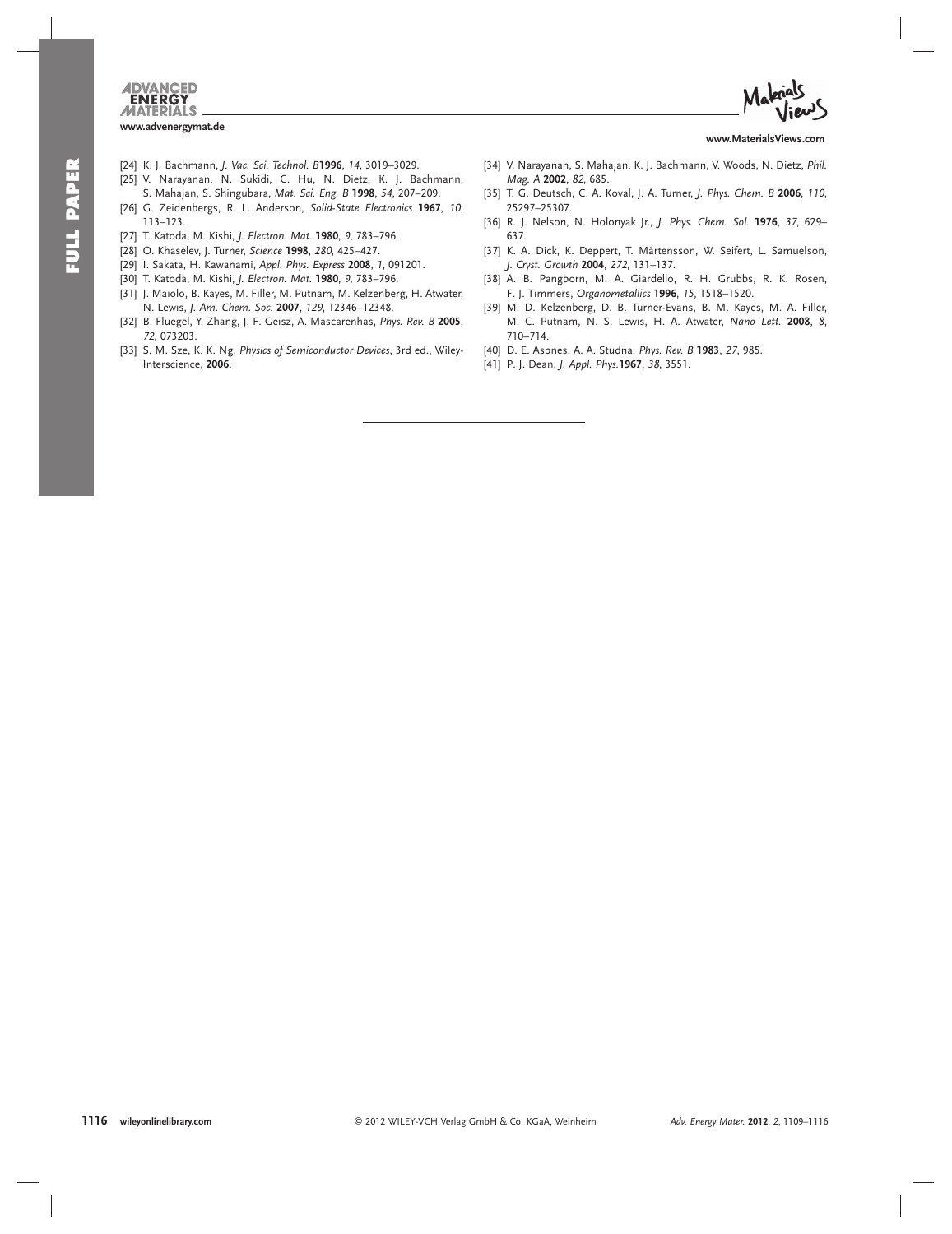[24] K. J. Bachmann, *J. Vac. Sci. Technol. B* **1996**, *14*, 3019–3029.
[25] V. Narayanan, N. Sukidi, C. Hu, N. Dietz, K. J. Bachmann, S. Mahajan, S. Shingubara, *Mat. Sci. Eng. B* **1998**, *54*, 207–209.
[26] G. Zeidenbergs, R. L. Anderson, *Solid-State Electronics* **1967**, *10*, 113–123.
[27] T. Katoda, M. Kishi, *J. Electron. Mat.* **1980**, *9*, 783–796.
[28] O. Khaselev, J. Turner, *Science* **1998**, *280*, 425–427.
[29] I. Sakata, H. Kawanami, *Appl. Phys. Express* **2008**, *1*, 091201.
[30] T. Katoda, M. Kishi, *J. Electron. Mat.* **1980**, *9*, 783–796.
[31] J. Maiolo, B. Kayes, M. Filler, M. Putnam, M. Kelzenberg, H. Atwater, N. Lewis, *J. Am. Chem. Soc.* **2007**, *129*, 12346–12348.
[32] B. Fluegel, Y. Zhang, J. F. Geisz, A. Mascarenhas, *Phys. Rev. B* **2005**, *72*, 073203.
[33] S. M. Sze, K. K. Ng, *Physics of Semiconductor Devices*, 3rd ed., Wiley-Interscience, **2006**.
[34] V. Narayanan, S. Mahajan, K. J. Bachmann, V. Woods, N. Dietz, *Phil. Mag. A* **2002**, *82*, 685.
[35] T. G. Deutsch, C. A. Koval, J. A. Turner, *J. Phys. Chem. B* **2006**, *110*, 25297–25307.
[36] R. J. Nelson, N. Holonyak Jr., *J. Phys. Chem. Sol.* **1976**, *37*, 629–637.
[37] K. A. Dick, K. Deppert, T. Mårtensson, W. Seifert, L. Samuelson, *J. Cryst. Growth* **2004**, *272*, 131–137.
[38] A. B. Pangborn, M. A. Giardello, R. H. Grubbs, R. K. Rosen, F. J. Timmers, *Organometallics* **1996**, *15*, 1518–1520.
[39] M. D. Kelzenberg, D. B. Turner-Evans, B. M. Kayes, M. A. Filler, M. C. Putnam, N. S. Lewis, H. A. Atwater, *Nano Lett.* **2008**, *8*, 710–714.
[40] D. E. Aspnes, A. A. Studna, *Phys. Rev. B* **1983**, *27*, 985.
[41] P. J. Dean, *J. Appl. Phys.* **1967**, *38*, 3551.